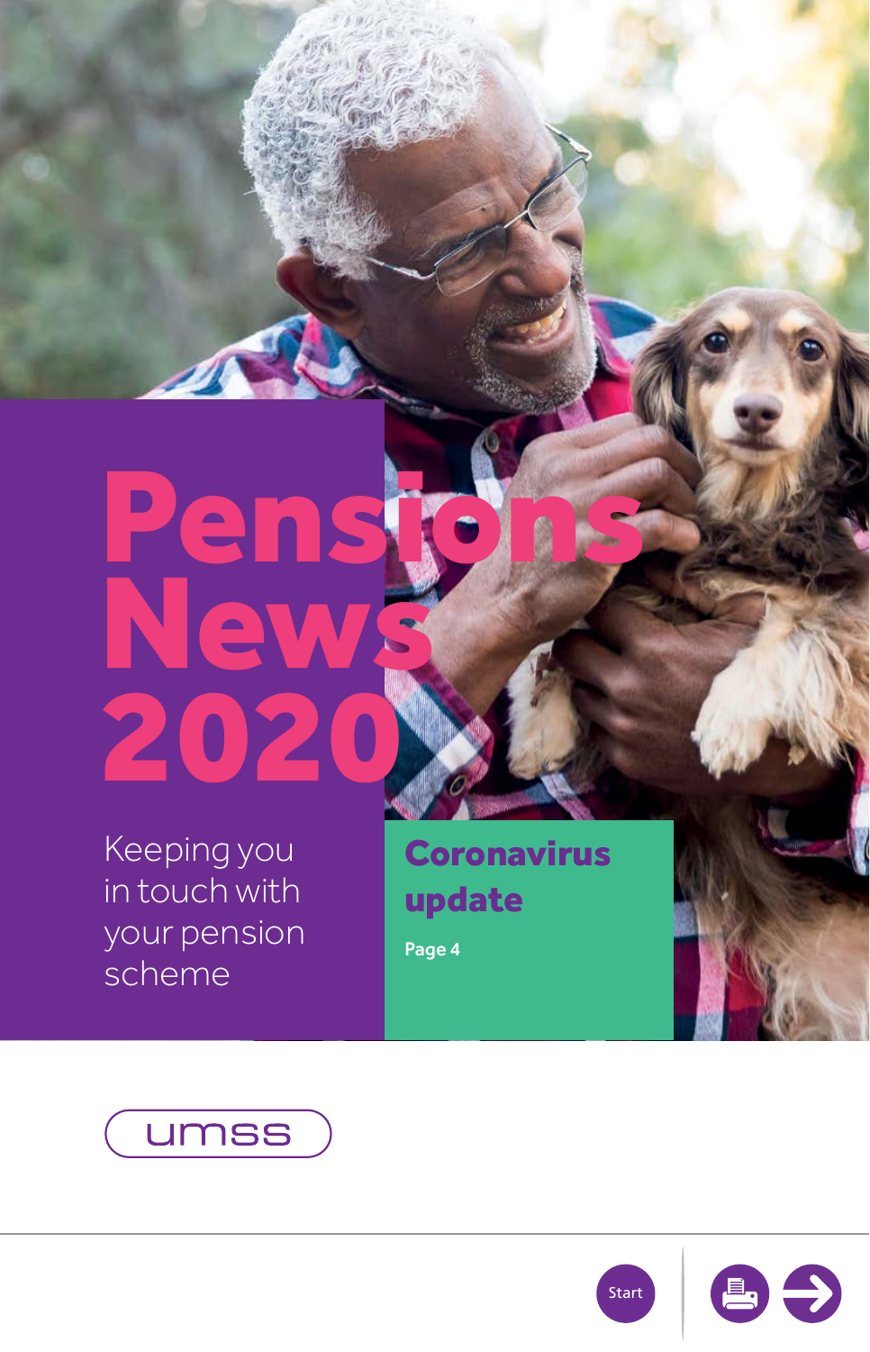# Pensions News 2020

Keeping you in touch with your pension scheme

## Coronavirus update

Page 4

umss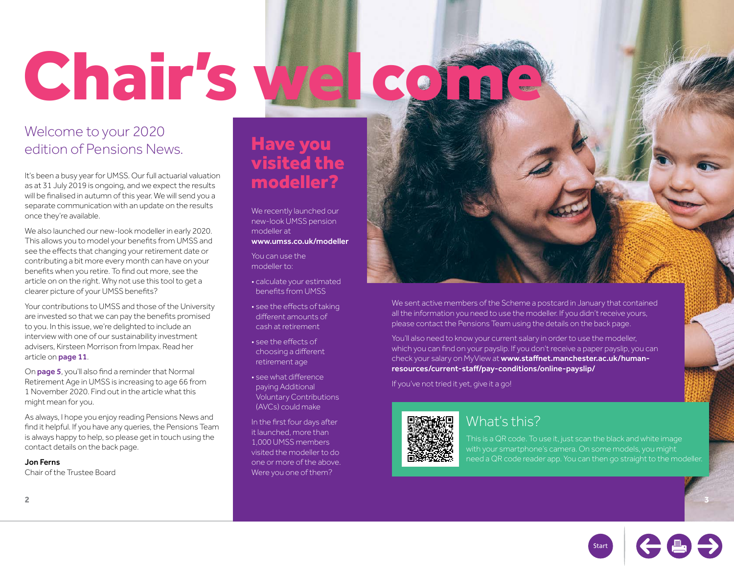# Chair's welcome

## Welcome to your 2020 edition of Pensions News.

It's been a busy year for UMSS. Our full actuarial valuation as at 31 July 2019 is ongoing, and we expect the results will be finalised in autumn of this year. We will send you a separate communication with an update on the results once they're available.

We also launched our new-look modeller in early 2020. This allows you to model your benefits from UMSS and see the effects that changing your retirement date or contributing a bit more every month can have on your benefits when you retire. To find out more, see the article on on the right. Why not use this tool to get a clearer picture of your UMSS benefits?

Your contributions to UMSS and those of the University are invested so that we can pay the benefits promised to you. In this issue, we're delighted to include an interview with one of our sustainability investment advisers, Kirsteen Morrison from Impax. Read her article on **page 11**.

On **page 5**, you'll also find a reminder that Normal Retirement Age in UMSS is increasing to age 66 from 1 November 2020. Find out in the article what this might mean for you.

As always, I hope you enjoy reading Pensions News and find it helpful. If you have any queries, the Pensions Team is always happy to help, so please get in touch using the contact details on the back page.

**Jon Ferns**
Chair of the Trustee Board

## Have you visited the modeller?

We recently launched our new-look UMSS pension modeller at **www.umss.co.uk/modeller**

You can use the modeller to:

- calculate your estimated benefits from UMSS
- see the effects of taking different amounts of cash at retirement
- see the effects of choosing a different retirement age
- see what difference paying Additional Voluntary Contributions (AVCs) could make

In the first four days after it launched, more than 1,000 UMSS members visited the modeller to do one or more of the above. Were you one of them?

We sent active members of the Scheme a postcard in January that contained all the information you need to use the modeller. If you didn't receive yours, please contact the Pensions Team using the details on the back page.

You'll also need to know your current salary in order to use the modeller, which you can find on your payslip. If you don't receive a paper payslip, you can check your salary on MyView at **www.staffnet.manchester.ac.uk/human-resources/current-staff/pay-conditions/online-payslip/**

If you've not tried it yet, give it a go!

### What's this?

This is a QR code. To use it, just scan the black and white image with your smartphone's camera. On some models, you might need a QR code reader app. You can then go straight to the modeller.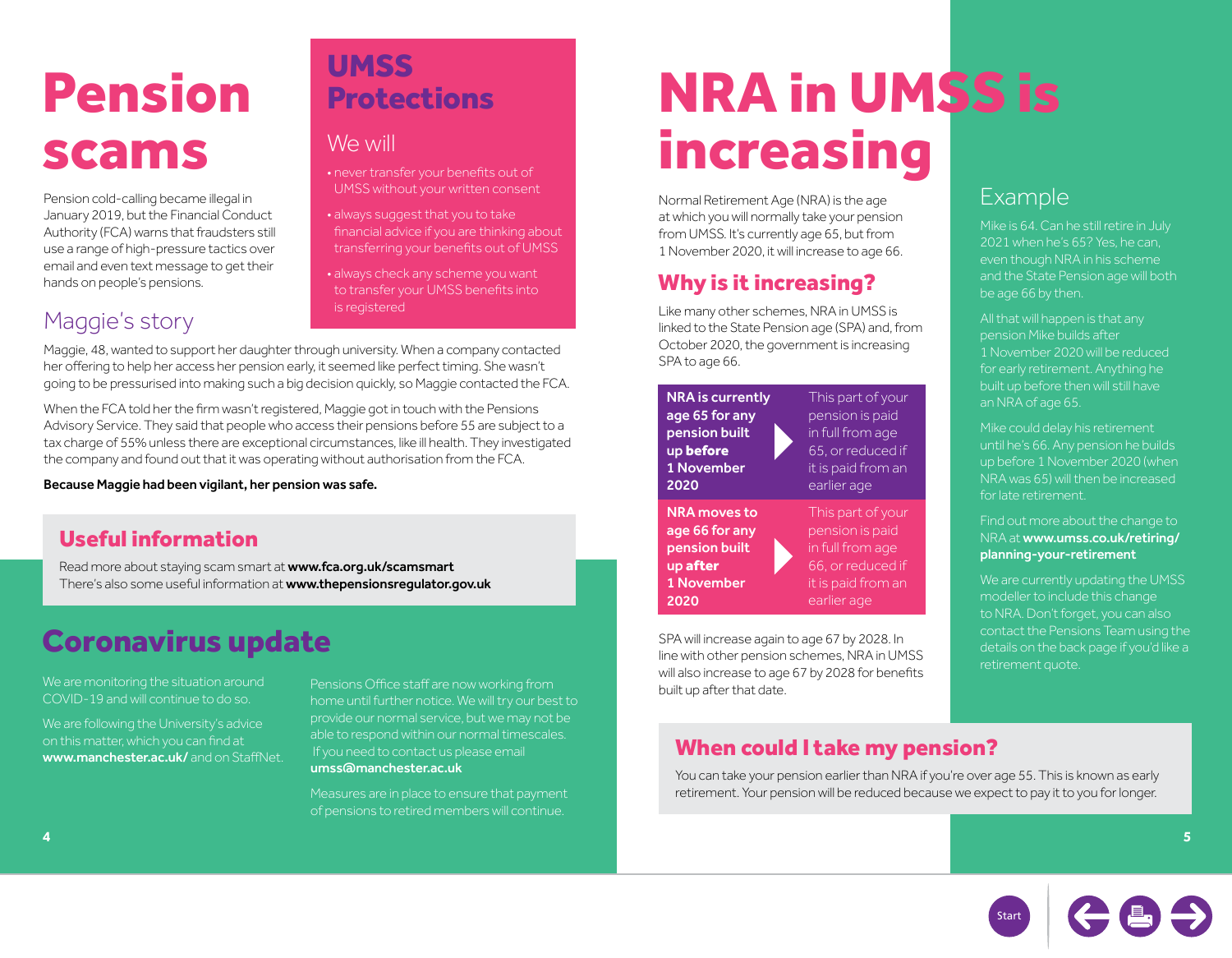# Pension scams

Pension cold-calling became illegal in January 2019, but the Financial Conduct Authority (FCA) warns that fraudsters still use a range of high-pressure tactics over email and even text message to get their hands on people's pensions.

## UMSS Protections

### We will

- never transfer your benefits out of UMSS without your written consent
- always suggest that you to take financial advice if you are thinking about transferring your benefits out of UMSS
- always check any scheme you want to transfer your UMSS benefits into is registered

## Maggie's story

Maggie, 48, wanted to support her daughter through university. When a company contacted her offering to help her access her pension early, it seemed like perfect timing. She wasn't going to be pressurised into making such a big decision quickly, so Maggie contacted the FCA.

When the FCA told her the firm wasn't registered, Maggie got in touch with the Pensions Advisory Service. They said that people who access their pensions before 55 are subject to a tax charge of 55% unless there are exceptional circumstances, like ill health. They investigated the company and found out that it was operating without authorisation from the FCA.

**Because Maggie had been vigilant, her pension was safe.**

## Useful information

Read more about staying scam smart at **www.fca.org.uk/scamsmart**
There's also some useful information at **www.thepensionsregulator.gov.uk**

# Coronavirus update

We are monitoring the situation around COVID-19 and will continue to do so.

We are following the University's advice on this matter, which you can find at **www.manchester.ac.uk/** and on StaffNet.

Pensions Office staff are now working from home until further notice. We will try our best to provide our normal service, but we may not be able to respond within our normal timescales. If you need to contact us please email **umss@manchester.ac.uk**

Measures are in place to ensure that payment of pensions to retired members will continue.

# NRA in UMSS is increasing

Normal Retirement Age (NRA) is the age at which you will normally take your pension from UMSS. It's currently age 65, but from 1 November 2020, it will increase to age 66.

## Why is it increasing?

Like many other schemes, NRA in UMSS is linked to the State Pension age (SPA) and, from October 2020, the government is increasing SPA to age 66.

| | |
|---|---|
| **NRA is currently age 65 for any pension built up before 1 November 2020** | This part of your pension is paid in full from age 65, or reduced if it is paid from an earlier age |
| **NRA moves to age 66 for any pension built up after 1 November 2020** | This part of your pension is paid in full from age 66, or reduced if it is paid from an earlier age |

SPA will increase again to age 67 by 2028. In line with other pension schemes, NRA in UMSS will also increase to age 67 by 2028 for benefits built up after that date.

## Example

Mike is 64. Can he still retire in July 2021 when he's 65? Yes, he can, even though NRA in his scheme and the State Pension age will both be age 66 by then.

All that will happen is that any pension Mike builds after 1 November 2020 will be reduced for early retirement. Anything he built up before then will still have an NRA of age 65.

Mike could delay his retirement until he's 66. Any pension he builds up before 1 November 2020 (when NRA was 65) will then be increased for late retirement.

Find out more about the change to NRA at **www.umss.co.uk/retiring/planning-your-retirement**

We are currently updating the UMSS modeller to include this change to NRA. Don't forget, you can also contact the Pensions Team using the details on the back page if you'd like a retirement quote.

## When could I take my pension?

You can take your pension earlier than NRA if you're over age 55. This is known as early retirement. Your pension will be reduced because we expect to pay it to you for longer.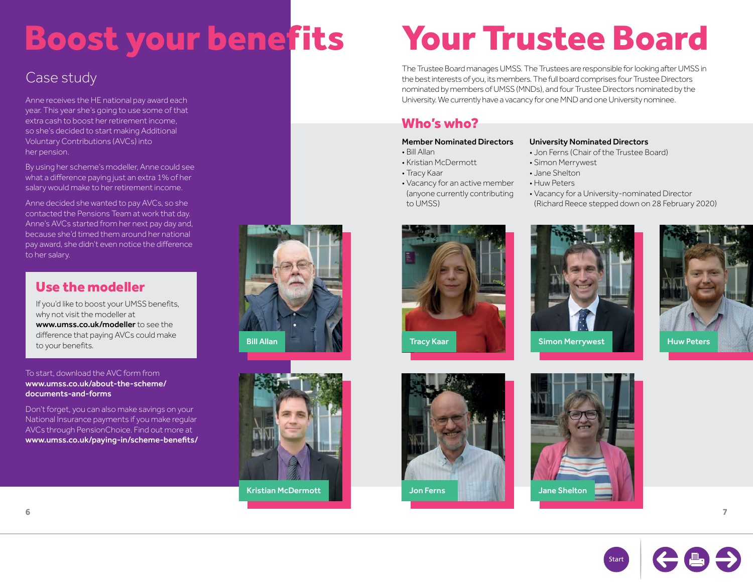# Boost your benefits

## Case study

Anne receives the HE national pay award each year. This year she's going to use some of that extra cash to boost her retirement income, so she's decided to start making Additional Voluntary Contributions (AVCs) into her pension.

By using her scheme's modeller, Anne could see what a difference paying just an extra 1% of her salary would make to her retirement income.

Anne decided she wanted to pay AVCs, so she contacted the Pensions Team at work that day. Anne's AVCs started from her next pay day and, because she'd timed them around her national pay award, she didn't even notice the difference to her salary.

### Use the modeller

If you'd like to boost your UMSS benefits, why not visit the modeller at **www.umss.co.uk/modeller** to see the difference that paying AVCs could make to your benefits.

To start, download the AVC form from **www.umss.co.uk/about-the-scheme/documents-and-forms**

Don't forget, you can also make savings on your National Insurance payments if you make regular AVCs through PensionChoice. Find out more at **www.umss.co.uk/paying-in/scheme-benefits/**

# Your Trustee Board

The Trustee Board manages UMSS. The Trustees are responsible for looking after UMSS in the best interests of you, its members. The full board comprises four Trustee Directors nominated by members of UMSS (MNDs), and four Trustee Directors nominated by the University. We currently have a vacancy for one MND and one University nominee.

## Who's who?

**Member Nominated Directors**

- Bill Allan
- Kristian McDermott
- Tracy Kaar
- Vacancy for an active member (anyone currently contributing to UMSS)

**University Nominated Directors**

- Jon Ferns (Chair of the Trustee Board)
- Simon Merrywest
- Jane Shelton
- Huw Peters
- Vacancy for a University-nominated Director (Richard Reece stepped down on 28 February 2020)

Bill Allan

Tracy Kaar

Simon Merrywest

Huw Peters

Kristian McDermott

Jon Ferns

Jane Shelton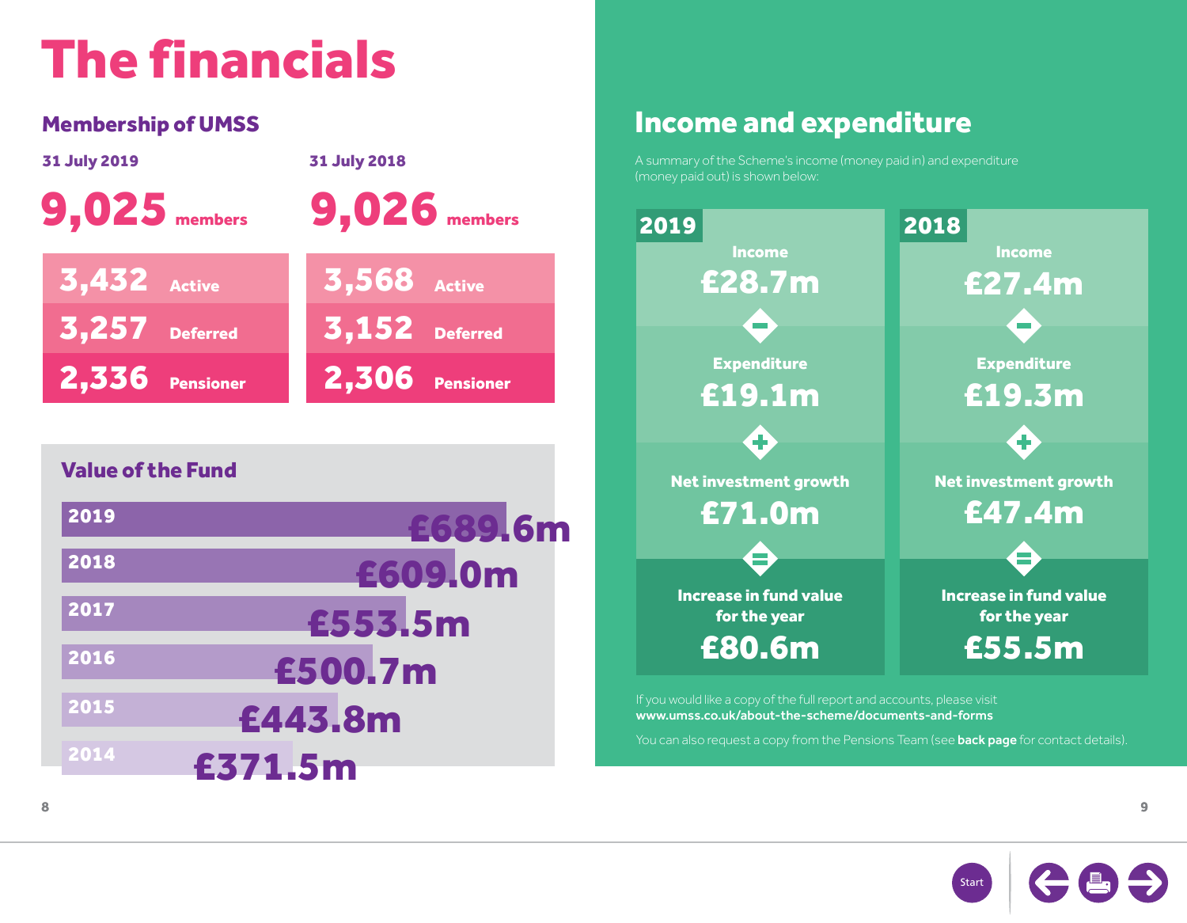# The financials

## Membership of UMSS

| | 31 July 2019 | 31 July 2018 |
|---|---|---|
| **Total members** | 9,025 | 9,026 |
| Active | 3,432 | 3,568 |
| Deferred | 3,257 | 3,152 |
| Pensioner | 2,336 | 2,306 |

## Value of the Fund

| Year | Value |
|---|---|
| 2019 | £689.6m |
| 2018 | £609.0m |
| 2017 | £553.5m |
| 2016 | £500.7m |
| 2015 | £443.8m |
| 2014 | £371.5m |

## Income and expenditure

A summary of the Scheme's income (money paid in) and expenditure (money paid out) is shown below:

| | 2019 | 2018 |
|---|---|---|
| Income | £28.7m | £27.4m |
| − Expenditure | £19.1m | £19.3m |
| + Net investment growth | £71.0m | £47.4m |
| = Increase in fund value for the year | £80.6m | £55.5m |

If you would like a copy of the full report and accounts, please visit **www.umss.co.uk/about-the-scheme/documents-and-forms**

You can also request a copy from the Pensions Team (see **back page** for contact details).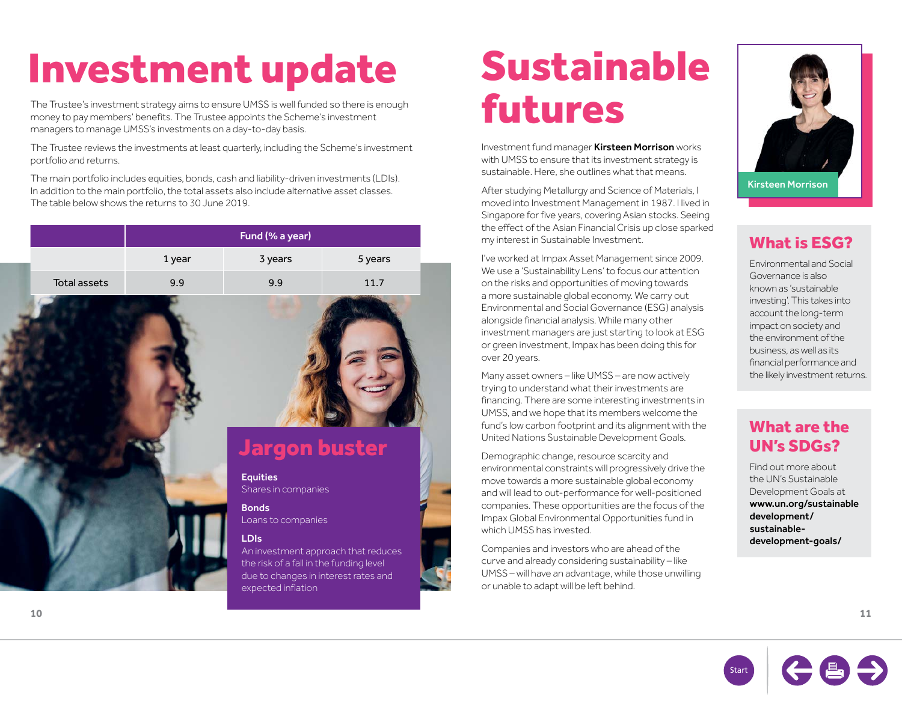# Investment update

The Trustee's investment strategy aims to ensure UMSS is well funded so there is enough money to pay members' benefits. The Trustee appoints the Scheme's investment managers to manage UMSS's investments on a day-to-day basis.

The Trustee reviews the investments at least quarterly, including the Scheme's investment portfolio and returns.

The main portfolio includes equities, bonds, cash and liability-driven investments (LDIs). In addition to the main portfolio, the total assets also include alternative asset classes. The table below shows the returns to 30 June 2019.

| | Fund (% a year) | | |
|---|---|---|---|
| | 1 year | 3 years | 5 years |
| Total assets | 9.9 | 9.9 | 11.7 |

## Jargon buster

**Equities**
Shares in companies

**Bonds**
Loans to companies

**LDIs**
An investment approach that reduces the risk of a fall in the funding level due to changes in interest rates and expected inflation

# Sustainable futures

Investment fund manager **Kirsteen Morrison** works with UMSS to ensure that its investment strategy is sustainable. Here, she outlines what that means.

Kirsteen Morrison

After studying Metallurgy and Science of Materials, I moved into Investment Management in 1987. I lived in Singapore for five years, covering Asian stocks. Seeing the effect of the Asian Financial Crisis up close sparked my interest in Sustainable Investment.

I've worked at Impax Asset Management since 2009. We use a 'Sustainability Lens' to focus our attention on the risks and opportunities of moving towards a more sustainable global economy. We carry out Environmental and Social Governance (ESG) analysis alongside financial analysis. While many other investment managers are just starting to look at ESG or green investment, Impax has been doing this for over 20 years.

Many asset owners – like UMSS – are now actively trying to understand what their investments are financing. There are some interesting investments in UMSS, and we hope that its members welcome the fund's low carbon footprint and its alignment with the United Nations Sustainable Development Goals.

Demographic change, resource scarcity and environmental constraints will progressively drive the move towards a more sustainable global economy and will lead to out-performance for well-positioned companies. These opportunities are the focus of the Impax Global Environmental Opportunities fund in which UMSS has invested.

Companies and investors who are ahead of the curve and already considering sustainability – like UMSS – will have an advantage, while those unwilling or unable to adapt will be left behind.

## What is ESG?

Environmental and Social Governance is also known as 'sustainable investing'. This takes into account the long-term impact on society and the environment of the business, as well as its financial performance and the likely investment returns.

## What are the UN's SDGs?

Find out more about the UN's Sustainable Development Goals at **www.un.org/sustainabledevelopment/sustainable-development-goals/**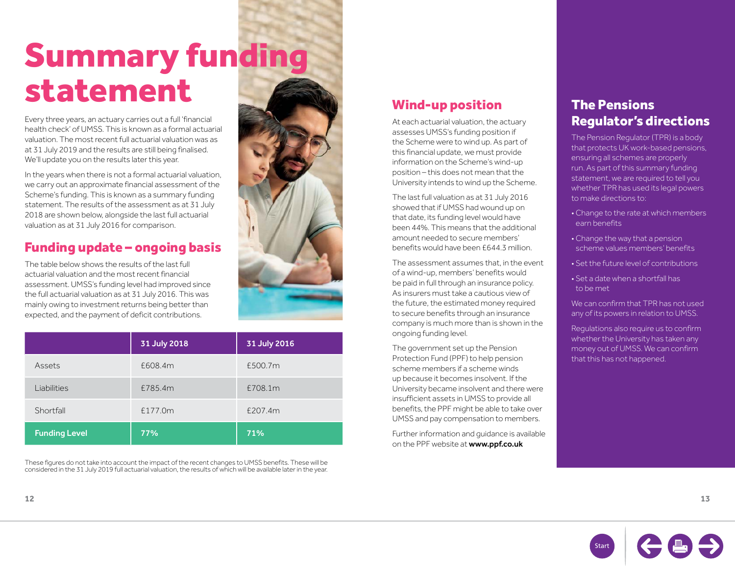# Summary funding statement

Every three years, an actuary carries out a full 'financial health check' of UMSS. This is known as a formal actuarial valuation. The most recent full actuarial valuation was as at 31 July 2019 and the results are still being finalised. We'll update you on the results later this year.

In the years when there is not a formal actuarial valuation, we carry out an approximate financial assessment of the Scheme's funding. This is known as a summary funding statement. The results of the assessment as at 31 July 2018 are shown below, alongside the last full actuarial valuation as at 31 July 2016 for comparison.

## Funding update – ongoing basis

The table below shows the results of the last full actuarial valuation and the most recent financial assessment. UMSS's funding level had improved since the full actuarial valuation as at 31 July 2016. This was mainly owing to investment returns being better than expected, and the payment of deficit contributions.

| | 31 July 2018 | 31 July 2016 |
|---|---|---|
| Assets | £608.4m | £500.7m |
| Liabilities | £785.4m | £708.1m |
| Shortfall | £177.0m | £207.4m |
| **Funding Level** | **77%** | **71%** |

These figures do not take into account the impact of the recent changes to UMSS benefits. These will be considered in the 31 July 2019 full actuarial valuation, the results of which will be available later in the year.

## Wind-up position

At each actuarial valuation, the actuary assesses UMSS's funding position if the Scheme were to wind up. As part of this financial update, we must provide information on the Scheme's wind-up position – this does not mean that the University intends to wind up the Scheme.

The last full valuation as at 31 July 2016 showed that if UMSS had wound up on that date, its funding level would have been 44%. This means that the additional amount needed to secure members' benefits would have been £644.3 million.

The assessment assumes that, in the event of a wind-up, members' benefits would be paid in full through an insurance policy. As insurers must take a cautious view of the future, the estimated money required to secure benefits through an insurance company is much more than is shown in the ongoing funding level.

The government set up the Pension Protection Fund (PPF) to help pension scheme members if a scheme winds up because it becomes insolvent. If the University became insolvent and there were insufficient assets in UMSS to provide all benefits, the PPF might be able to take over UMSS and pay compensation to members.

Further information and guidance is available on the PPF website at **www.ppf.co.uk**

## The Pensions Regulator's directions

The Pension Regulator (TPR) is a body that protects UK work-based pensions, ensuring all schemes are properly run. As part of this summary funding statement, we are required to tell you whether TPR has used its legal powers to make directions to:

- Change to the rate at which members earn benefits
- Change the way that a pension scheme values members' benefits
- Set the future level of contributions
- Set a date when a shortfall has to be met

We can confirm that TPR has not used any of its powers in relation to UMSS.

Regulations also require us to confirm whether the University has taken any money out of UMSS. We can confirm that this has not happened.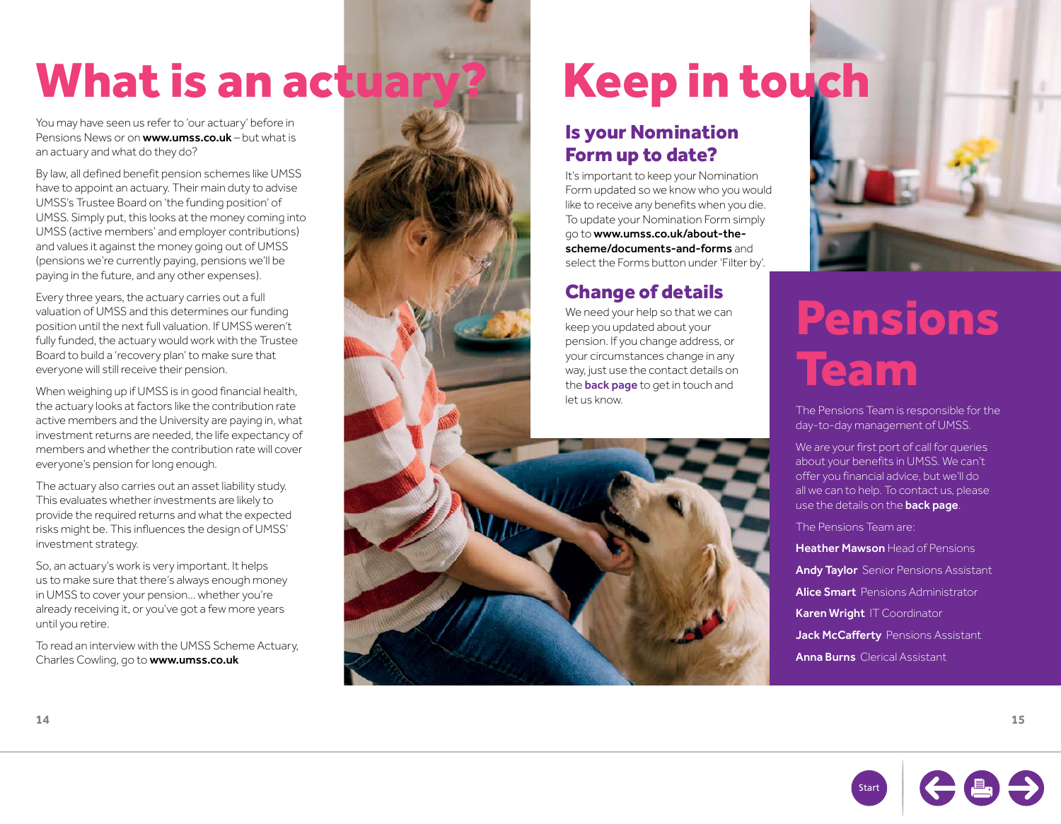# What is an actuary?

You may have seen us refer to 'our actuary' before in Pensions News or on **www.umss.co.uk** – but what is an actuary and what do they do?

By law, all defined benefit pension schemes like UMSS have to appoint an actuary. Their main duty to advise UMSS's Trustee Board on 'the funding position' of UMSS. Simply put, this looks at the money coming into UMSS (active members' and employer contributions) and values it against the money going out of UMSS (pensions we're currently paying, pensions we'll be paying in the future, and any other expenses).

Every three years, the actuary carries out a full valuation of UMSS and this determines our funding position until the next full valuation. If UMSS weren't fully funded, the actuary would work with the Trustee Board to build a 'recovery plan' to make sure that everyone will still receive their pension.

When weighing up if UMSS is in good financial health, the actuary looks at factors like the contribution rate active members and the University are paying in, what investment returns are needed, the life expectancy of members and whether the contribution rate will cover everyone's pension for long enough.

The actuary also carries out an asset liability study. This evaluates whether investments are likely to provide the required returns and what the expected risks might be. This influences the design of UMSS' investment strategy.

So, an actuary's work is very important. It helps us to make sure that there's always enough money in UMSS to cover your pension... whether you're already receiving it, or you've got a few more years until you retire.

To read an interview with the UMSS Scheme Actuary, Charles Cowling, go to **www.umss.co.uk**

# Keep in touch

## Is your Nomination Form up to date?

It's important to keep your Nomination Form updated so we know who you would like to receive any benefits when you die. To update your Nomination Form simply go to **www.umss.co.uk/about-the-scheme/documents-and-forms** and select the Forms button under 'Filter by'.

## Change of details

We need your help so that we can keep you updated about your pension. If you change address, or your circumstances change in any way, just use the contact details on the **back page** to get in touch and let us know.

# Pensions Team

The Pensions Team is responsible for the day-to-day management of UMSS.

We are your first port of call for queries about your benefits in UMSS. We can't offer you financial advice, but we'll do all we can to help. To contact us, please use the details on the **back page**.

The Pensions Team are:

**Heather Mawson** Head of Pensions

**Andy Taylor** Senior Pensions Assistant

**Alice Smart** Pensions Administrator

**Karen Wright** IT Coordinator

**Jack McCafferty** Pensions Assistant

**Anna Burns** Clerical Assistant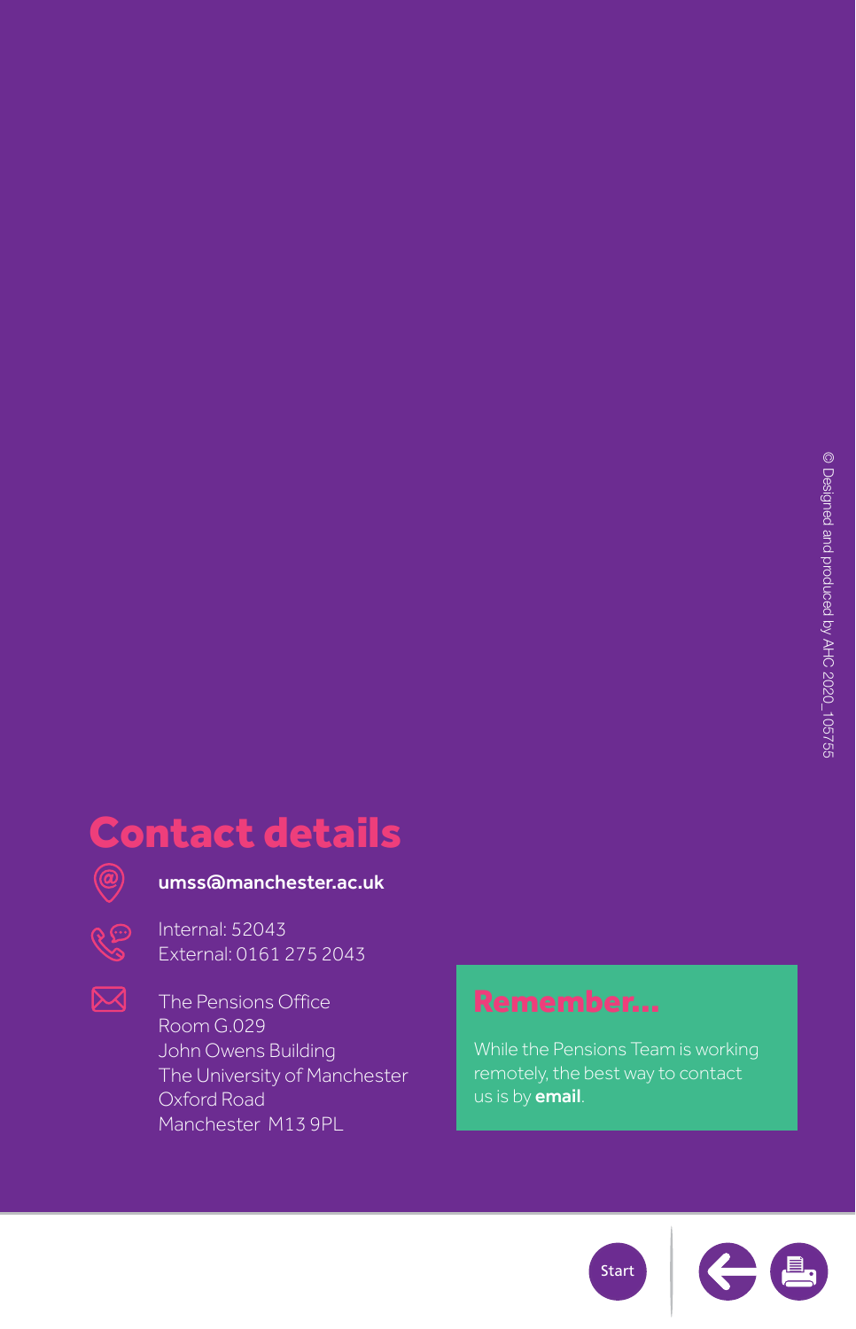## Contact details

**umss@manchester.ac.uk**

Internal: 52043
External: 0161 275 2043

The Pensions Office
Room G.029
John Owens Building
The University of Manchester
Oxford Road
Manchester  M13 9PL

### Remember...

While the Pensions Team is working remotely, the best way to contact us is by **email**.

© Designed and produced by AHC 2020_105755